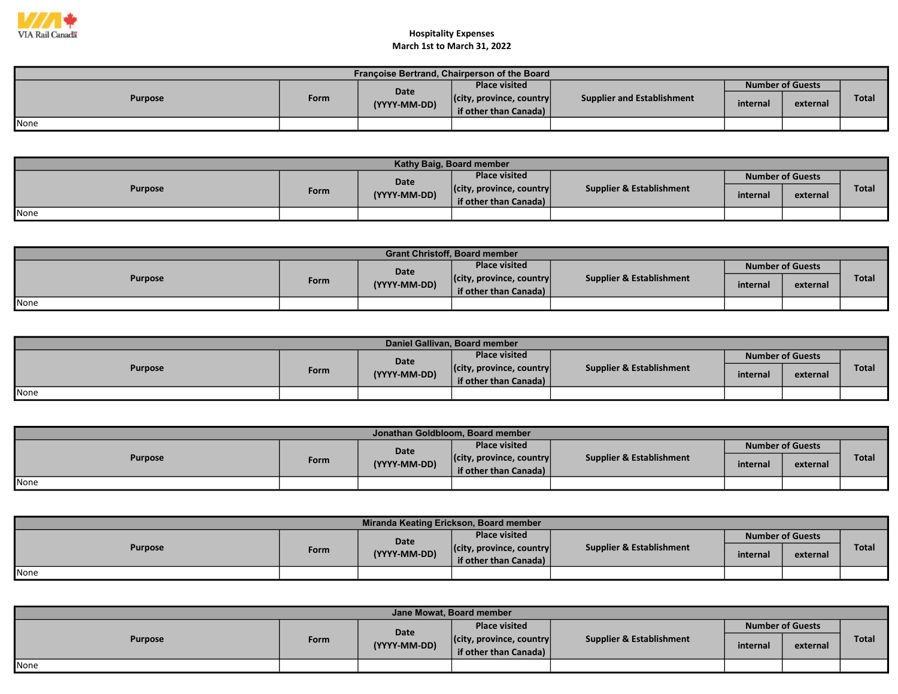VIA Rail Canada

# Hospitality Expenses
## March 1st to March 31, 2022

| Françoise Bertrand, Chairperson of the Board | | | | | | | |
|---|---|---|---|---|---|---|---|
| Purpose | Form | Date (YYYY-MM-DD) | Place visited (city, province, country if other than Canada) | Supplier and Establishment | Number of Guests | | Total |
| | | | | | internal | external | |
| None | | | | | | | |

| Kathy Baig, Board member | | | | | | | |
|---|---|---|---|---|---|---|---|
| Purpose | Form | Date (YYYY-MM-DD) | Place visited (city, province, country if other than Canada) | Supplier & Establishment | Number of Guests | | Total |
| | | | | | internal | external | |
| None | | | | | | | |

| Grant Christoff, Board member | | | | | | | |
|---|---|---|---|---|---|---|---|
| Purpose | Form | Date (YYYY-MM-DD) | Place visited (city, province, country if other than Canada) | Supplier & Establishment | Number of Guests | | Total |
| | | | | | internal | external | |
| None | | | | | | | |

| Daniel Gallivan, Board member | | | | | | | |
|---|---|---|---|---|---|---|---|
| Purpose | Form | Date (YYYY-MM-DD) | Place visited (city, province, country if other than Canada) | Supplier & Establishment | Number of Guests | | Total |
| | | | | | internal | external | |
| None | | | | | | | |

| Jonathan Goldbloom, Board member | | | | | | | |
|---|---|---|---|---|---|---|---|
| Purpose | Form | Date (YYYY-MM-DD) | Place visited (city, province, country if other than Canada) | Supplier & Establishment | Number of Guests | | Total |
| | | | | | internal | external | |
| None | | | | | | | |

| Miranda Keating Erickson, Board member | | | | | | | |
|---|---|---|---|---|---|---|---|
| Purpose | Form | Date (YYYY-MM-DD) | Place visited (city, province, country if other than Canada) | Supplier & Establishment | Number of Guests | | Total |
| | | | | | internal | external | |
| None | | | | | | | |

| Jane Mowat, Board member | | | | | | | |
|---|---|---|---|---|---|---|---|
| Purpose | Form | Date (YYYY-MM-DD) | Place visited (city, province, country if other than Canada) | Supplier & Establishment | Number of Guests | | Total |
| | | | | | internal | external | |
| None | | | | | | | |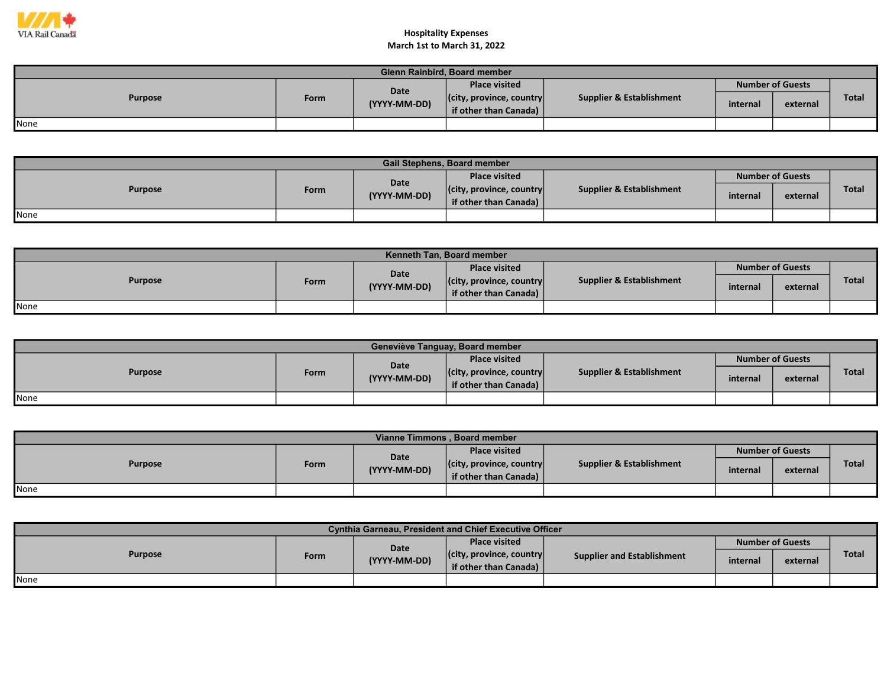**Hospitality Expenses**
**March 1st to March 31, 2022**

| Glenn Rainbird, Board member | | | | | | | |
|---|---|---|---|---|---|---|---|
| Purpose | Form | Date (YYYY-MM-DD) | Place visited (city, province, country if other than Canada) | Supplier & Establishment | Number of Guests | | Total |
| | | | | | internal | external | |
| None | | | | | | | |

| Gail Stephens, Board member | | | | | | | |
|---|---|---|---|---|---|---|---|
| Purpose | Form | Date (YYYY-MM-DD) | Place visited (city, province, country if other than Canada) | Supplier & Establishment | Number of Guests | | Total |
| | | | | | internal | external | |
| None | | | | | | | |

| Kenneth Tan, Board member | | | | | | | |
|---|---|---|---|---|---|---|---|
| Purpose | Form | Date (YYYY-MM-DD) | Place visited (city, province, country if other than Canada) | Supplier & Establishment | Number of Guests | | Total |
| | | | | | internal | external | |
| None | | | | | | | |

| Geneviève Tanguay, Board member | | | | | | | |
|---|---|---|---|---|---|---|---|
| Purpose | Form | Date (YYYY-MM-DD) | Place visited (city, province, country if other than Canada) | Supplier & Establishment | Number of Guests | | Total |
| | | | | | internal | external | |
| None | | | | | | | |

| Vianne Timmons , Board member | | | | | | | |
|---|---|---|---|---|---|---|---|
| Purpose | Form | Date (YYYY-MM-DD) | Place visited (city, province, country if other than Canada) | Supplier & Establishment | Number of Guests | | Total |
| | | | | | internal | external | |
| None | | | | | | | |

| Cynthia Garneau, President and Chief Executive Officer | | | | | | | |
|---|---|---|---|---|---|---|---|
| Purpose | Form | Date (YYYY-MM-DD) | Place visited (city, province, country if other than Canada) | Supplier and Establishment | Number of Guests | | Total |
| | | | | | internal | external | |
| None | | | | | | | |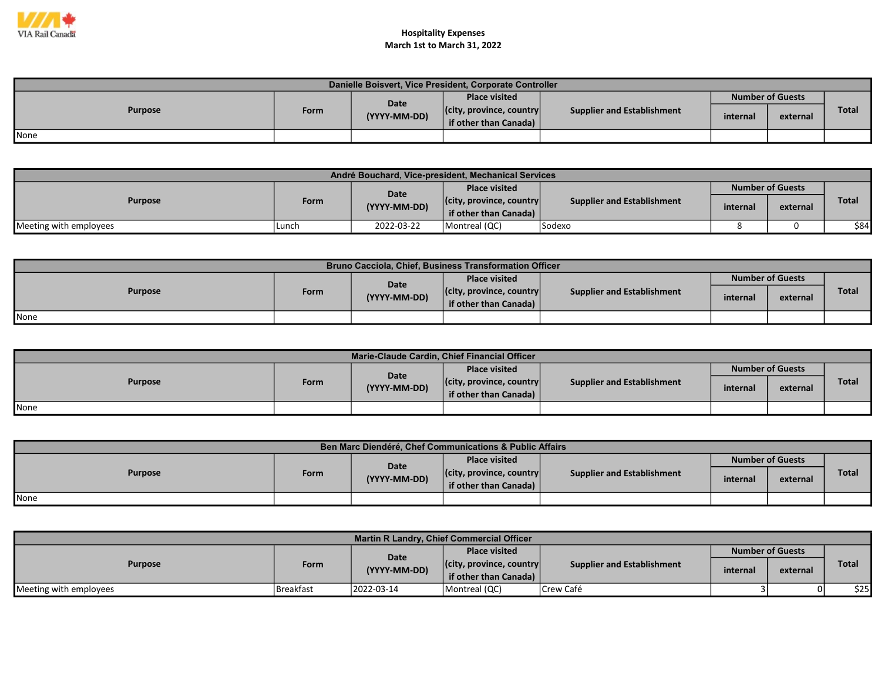VIA Rail Canada

**Hospitality Expenses**
**March 1st to March 31, 2022**

| Danielle Boisvert, Vice President, Corporate Controller | | | | | | | |
|---|---|---|---|---|---|---|---|
| Purpose | Form | Date (YYYY-MM-DD) | Place visited (city, province, country if other than Canada) | Supplier and Establishment | Number of Guests | | Total |
| | | | | | internal | external | |
| None | | | | | | | |

| André Bouchard, Vice-president, Mechanical Services | | | | | | | |
|---|---|---|---|---|---|---|---|
| Purpose | Form | Date (YYYY-MM-DD) | Place visited (city, province, country if other than Canada) | Supplier and Establishment | Number of Guests | | Total |
| | | | | | internal | external | |
| Meeting with employees | Lunch | 2022-03-22 | Montreal (QC) | Sodexo | 8 | 0 | $84 |

| Bruno Cacciola, Chief, Business Transformation Officer | | | | | | | |
|---|---|---|---|---|---|---|---|
| Purpose | Form | Date (YYYY-MM-DD) | Place visited (city, province, country if other than Canada) | Supplier and Establishment | Number of Guests | | Total |
| | | | | | internal | external | |
| None | | | | | | | |

| Marie-Claude Cardin, Chief Financial Officer | | | | | | | |
|---|---|---|---|---|---|---|---|
| Purpose | Form | Date (YYYY-MM-DD) | Place visited (city, province, country if other than Canada) | Supplier and Establishment | Number of Guests | | Total |
| | | | | | internal | external | |
| None | | | | | | | |

| Ben Marc Diendéré, Chef Communications & Public Affairs | | | | | | | |
|---|---|---|---|---|---|---|---|
| Purpose | Form | Date (YYYY-MM-DD) | Place visited (city, province, country if other than Canada) | Supplier and Establishment | Number of Guests | | Total |
| | | | | | internal | external | |
| None | | | | | | | |

| Martin R Landry, Chief Commercial Officer | | | | | | | |
|---|---|---|---|---|---|---|---|
| Purpose | Form | Date (YYYY-MM-DD) | Place visited (city, province, country if other than Canada) | Supplier and Establishment | Number of Guests | | Total |
| | | | | | internal | external | |
| Meeting with employees | Breakfast | 2022-03-14 | Montreal (QC) | Crew Café | 3 | 0 | $25 |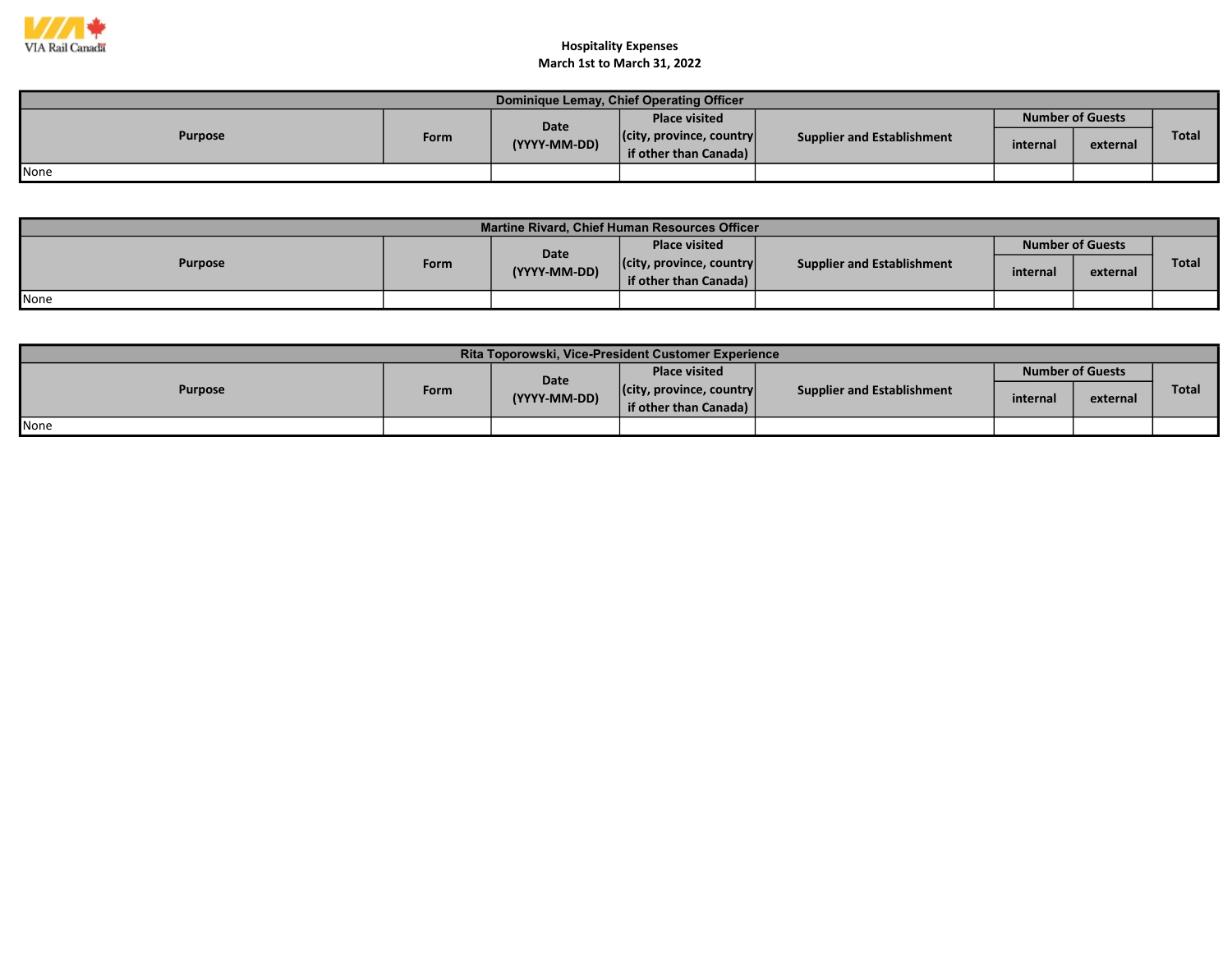**Hospitality Expenses**
**March 1st to March 31, 2022**

| Dominique Lemay, Chief Operating Officer | | | | | | | |
|---|---|---|---|---|---|---|---|
| Purpose | Form | Date (YYYY-MM-DD) | Place visited (city, province, country if other than Canada) | Supplier and Establishment | Number of Guests | | Total |
| | | | | | internal | external | |
| None | | | | | | | |

| Martine Rivard, Chief Human Resources Officer | | | | | | | |
|---|---|---|---|---|---|---|---|
| Purpose | Form | Date (YYYY-MM-DD) | Place visited (city, province, country if other than Canada) | Supplier and Establishment | Number of Guests | | Total |
| | | | | | internal | external | |
| None | | | | | | | |

| Rita Toporowski, Vice-President Customer Experience | | | | | | | |
|---|---|---|---|---|---|---|---|
| Purpose | Form | Date (YYYY-MM-DD) | Place visited (city, province, country if other than Canada) | Supplier and Establishment | Number of Guests | | Total |
| | | | | | internal | external | |
| None | | | | | | | |